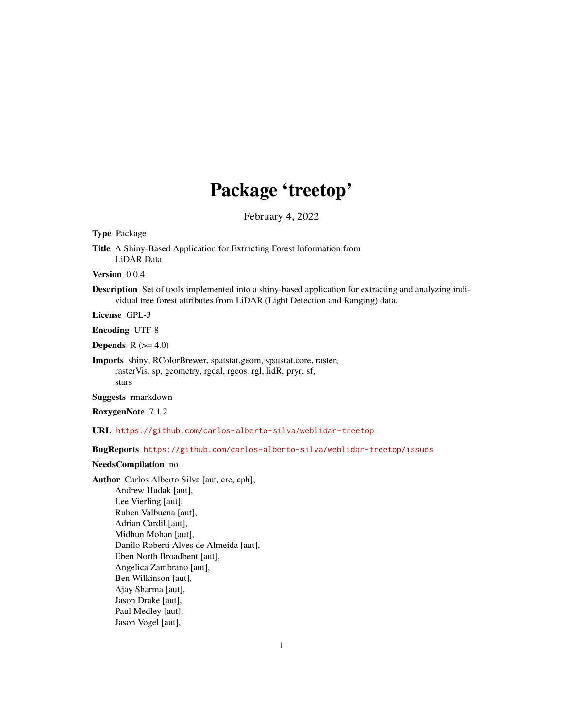# Package 'treetop'

February 4, 2022

**Type** Package

**Title** A Shiny-Based Application for Extracting Forest Information from LiDAR Data

**Version** 0.0.4

**Description** Set of tools implemented into a shiny-based application for extracting and analyzing individual tree forest attributes from LiDAR (Light Detection and Ranging) data.

**License** GPL-3

**Encoding** UTF-8

**Depends** R (>= 4.0)

**Imports** shiny, RColorBrewer, spatstat.geom, spatstat.core, raster, rasterVis, sp, geometry, rgdal, rgeos, rgl, lidR, pryr, sf, stars

**Suggests** rmarkdown

**RoxygenNote** 7.1.2

**URL** https://github.com/carlos-alberto-silva/weblidar-treetop

**BugReports** https://github.com/carlos-alberto-silva/weblidar-treetop/issues

**NeedsCompilation** no

**Author** Carlos Alberto Silva [aut, cre, cph],
Andrew Hudak [aut],
Lee Vierling [aut],
Ruben Valbuena [aut],
Adrian Cardil [aut],
Midhun Mohan [aut],
Danilo Roberti Alves de Almeida [aut],
Eben North Broadbent [aut],
Angelica Zambrano [aut],
Ben Wilkinson [aut],
Ajay Sharma [aut],
Jason Drake [aut],
Paul Medley [aut],
Jason Vogel [aut],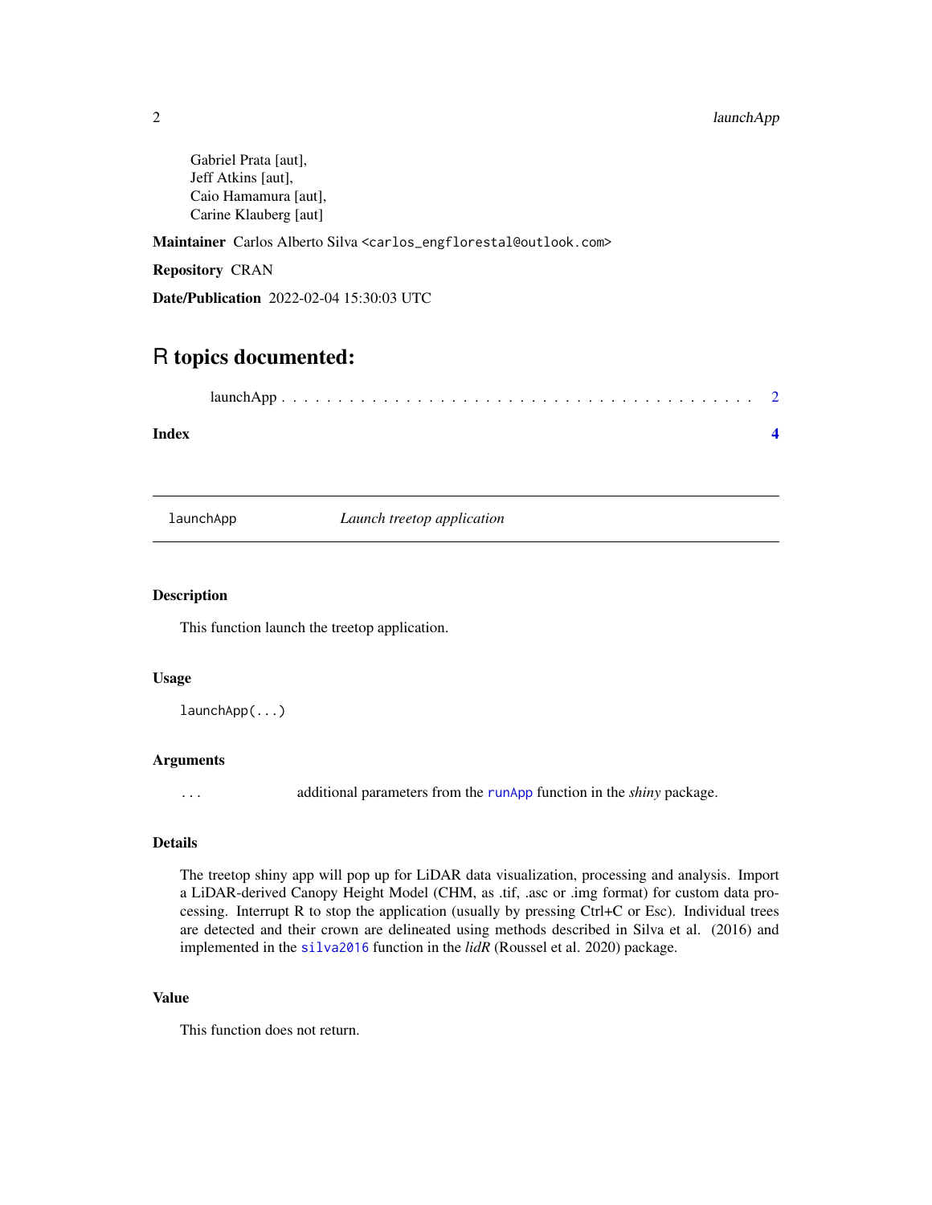Gabriel Prata [aut],
Jeff Atkins [aut],
Caio Hamamura [aut],
Carine Klauberg [aut]

**Maintainer** Carlos Alberto Silva <carlos_engflorestal@outlook.com>

**Repository** CRAN

**Date/Publication** 2022-02-04 15:30:03 UTC

# R topics documented:

launchApp . . . . . . . . . . . . . . . . . . . . . . . . . . . . . . . . . . . . . . . . 2

**Index** **4**

---

`launchApp` *Launch treetop application*

---

## Description

This function launch the treetop application.

## Usage

```
launchApp(...)
```

## Arguments

`...` additional parameters from the runApp function in the *shiny* package.

## Details

The treetop shiny app will pop up for LiDAR data visualization, processing and analysis. Import a LiDAR-derived Canopy Height Model (CHM, as .tif, .asc or .img format) for custom data processing. Interrupt R to stop the application (usually by pressing Ctrl+C or Esc). Individual trees are detected and their crown are delineated using methods described in Silva et al. (2016) and implemented in the silva2016 function in the *lidR* (Roussel et al. 2020) package.

## Value

This function does not return.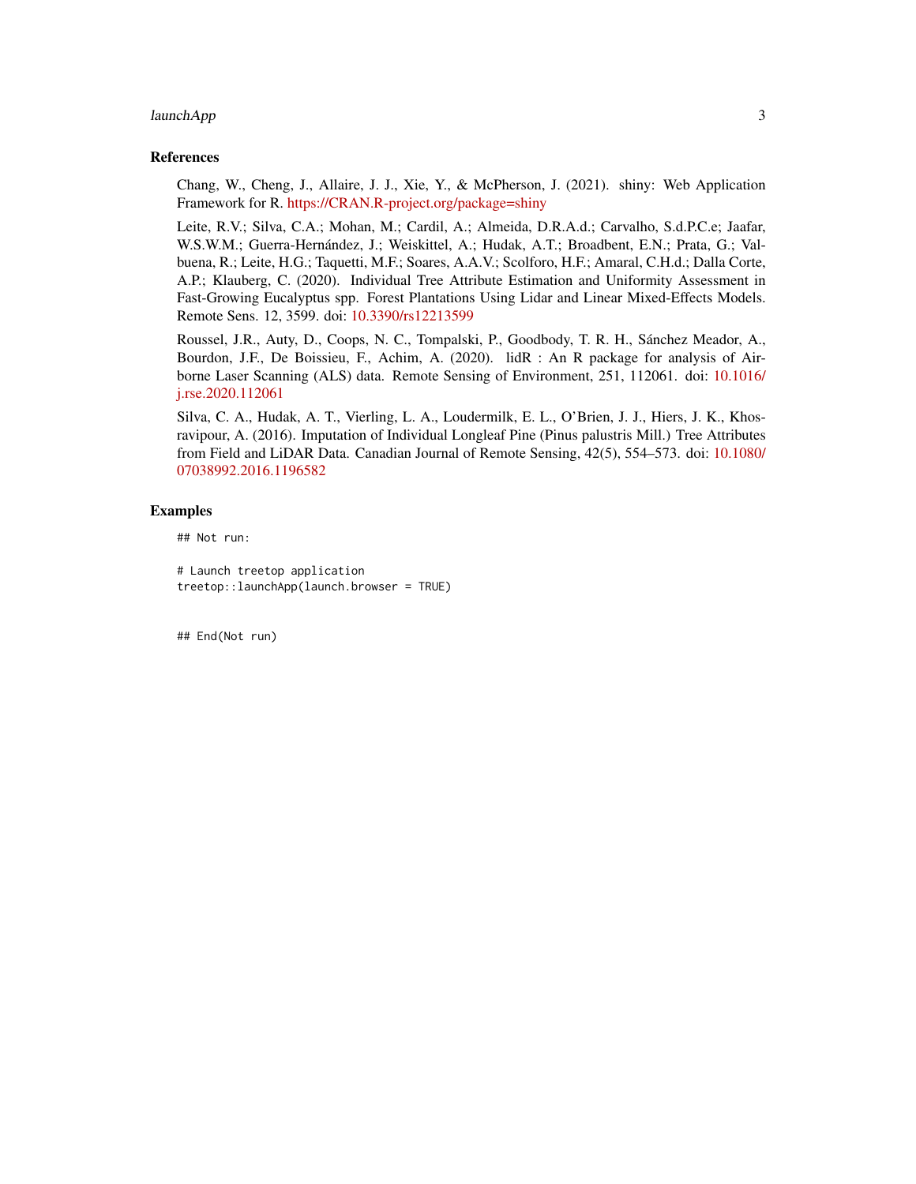## References

Chang, W., Cheng, J., Allaire, J. J., Xie, Y., & McPherson, J. (2021). shiny: Web Application Framework for R. https://CRAN.R-project.org/package=shiny

Leite, R.V.; Silva, C.A.; Mohan, M.; Cardil, A.; Almeida, D.R.A.d.; Carvalho, S.d.P.C.e; Jaafar, W.S.W.M.; Guerra-Hernández, J.; Weiskittel, A.; Hudak, A.T.; Broadbent, E.N.; Prata, G.; Valbuena, R.; Leite, H.G.; Taquetti, M.F.; Soares, A.A.V.; Scolforo, H.F.; Amaral, C.H.d.; Dalla Corte, A.P.; Klauberg, C. (2020). Individual Tree Attribute Estimation and Uniformity Assessment in Fast-Growing Eucalyptus spp. Forest Plantations Using Lidar and Linear Mixed-Effects Models. Remote Sens. 12, 3599. doi: 10.3390/rs12213599

Roussel, J.R., Auty, D., Coops, N. C., Tompalski, P., Goodbody, T. R. H., Sánchez Meador, A., Bourdon, J.F., De Boissieu, F., Achim, A. (2020). lidR : An R package for analysis of Airborne Laser Scanning (ALS) data. Remote Sensing of Environment, 251, 112061. doi: 10.1016/j.rse.2020.112061

Silva, C. A., Hudak, A. T., Vierling, L. A., Loudermilk, E. L., O'Brien, J. J., Hiers, J. K., Khosravipour, A. (2016). Imputation of Individual Longleaf Pine (Pinus palustris Mill.) Tree Attributes from Field and LiDAR Data. Canadian Journal of Remote Sensing, 42(5), 554–573. doi: 10.1080/07038992.2016.1196582

## Examples

```
## Not run:

# Launch treetop application
treetop::launchApp(launch.browser = TRUE)


## End(Not run)
```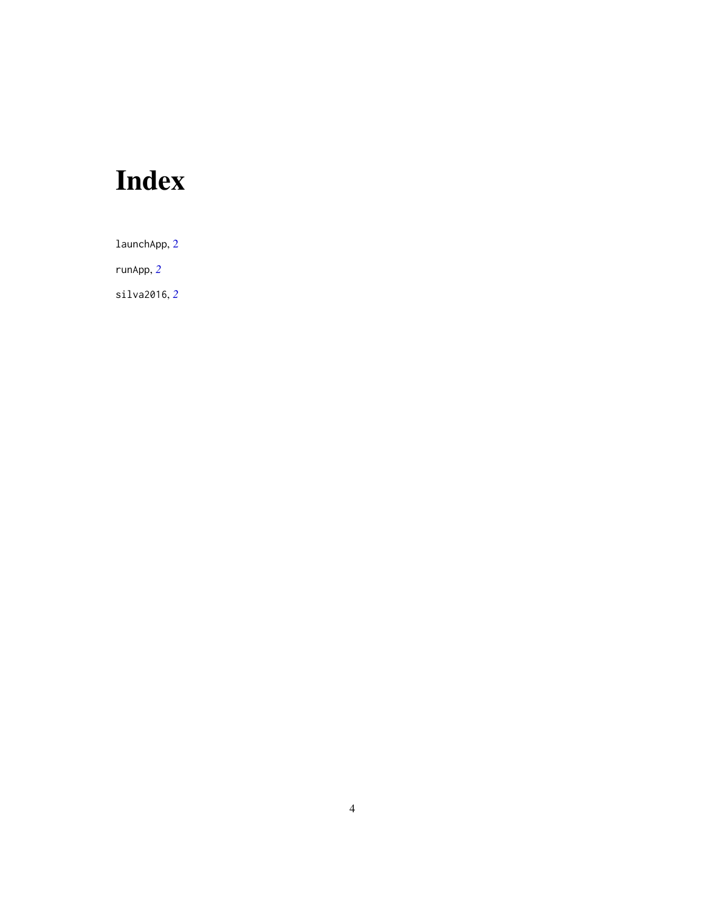# Index

launchApp, 2

runApp, *2*

silva2016, *2*